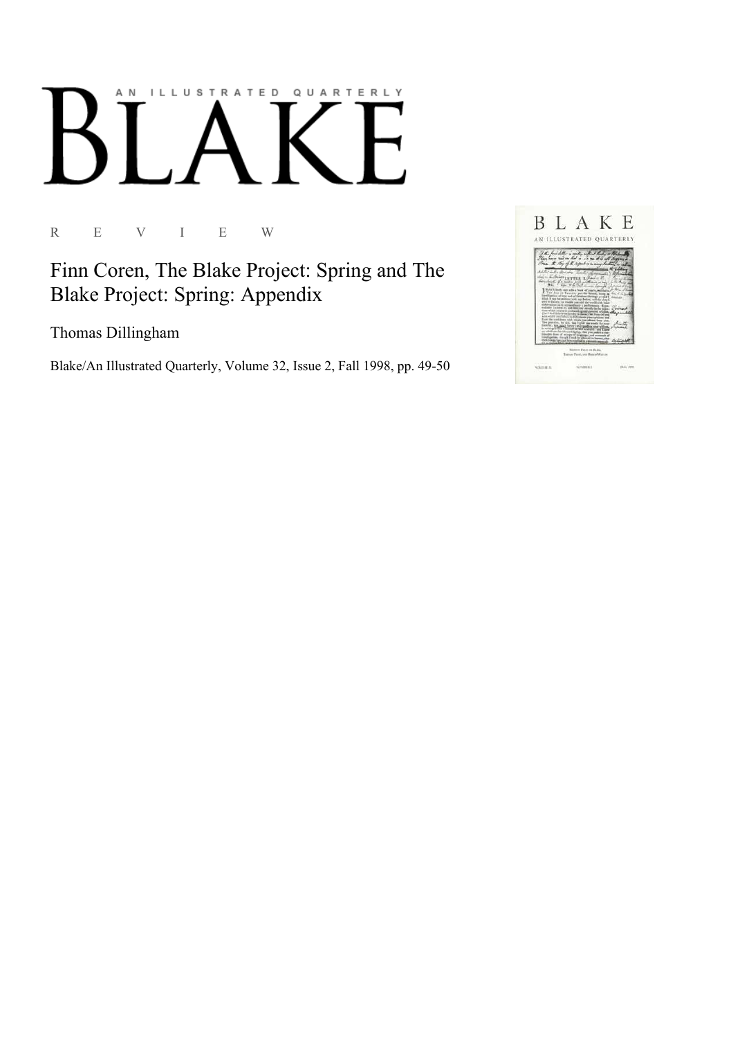# AN ILLUSTRATED QUARTERLY
# BLAKE

R E V I E W

## Finn Coren, The Blake Project: Spring and The Blake Project: Spring: Appendix

Thomas Dillingham

Blake/An Illustrated Quarterly, Volume 32, Issue 2, Fall 1998, pp. 49-50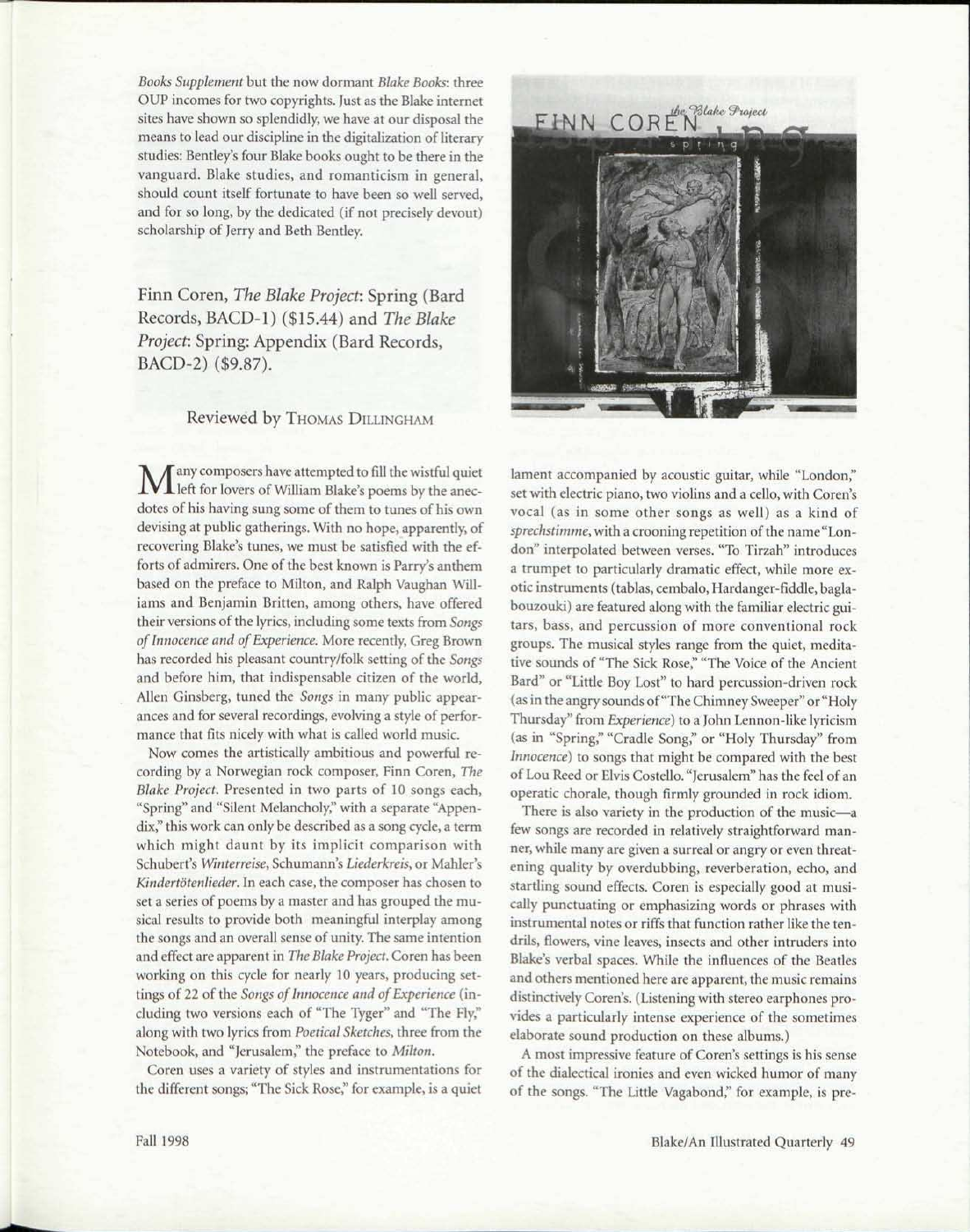*Books Supplement* but the now dormant *Blake Books*: three OUP incomes for two copyrights. Just as the Blake internet sites have shown so splendidly, we have at our disposal the means to lead our discipline in the digitalization of literary studies: Bentley's four Blake books ought to be there in the vanguard. Blake studies, and romanticism in general, should count itself fortunate to have been so well served, and for so long, by the dedicated (if not precisely devout) scholarship of Jerry and Beth Bentley.

## Finn Coren, *The Blake Project*: Spring (Bard Records, BACD-1) ($15.44) and *The Blake Project*: Spring: Appendix (Bard Records, BACD-2) ($9.87).

Reviewed by THOMAS DILLINGHAM

Many composers have attempted to fill the wistful quiet left for lovers of William Blake's poems by the anecdotes of his having sung some of them to tunes of his own devising at public gatherings. With no hope, apparently, of recovering Blake's tunes, we must be satisfied with the efforts of admirers. One of the best known is Parry's anthem based on the preface to Milton, and Ralph Vaughan Williams and Benjamin Britten, among others, have offered their versions of the lyrics, including some texts from *Songs of Innocence and of Experience*. More recently, Greg Brown has recorded his pleasant country/folk setting of the *Songs* and before him, that indispensable citizen of the world, Allen Ginsberg, tuned the *Songs* in many public appearances and for several recordings, evolving a style of performance that fits nicely with what is called world music.

Now comes the artistically ambitious and powerful recording by a Norwegian rock composer, Finn Coren, *The Blake Project*. Presented in two parts of 10 songs each, "Spring" and "Silent Melancholy," with a separate "Appendix," this work can only be described as a song cycle, a term which might daunt by its implicit comparison with Schubert's *Winterreise*, Schumann's *Liederkreis*, or Mahler's *Kindertötenlieder*. In each case, the composer has chosen to set a series of poems by a master and has grouped the musical results to provide both meaningful interplay among the songs and an overall sense of unity. The same intention and effect are apparent in *The Blake Project*. Coren has been working on this cycle for nearly 10 years, producing settings of 22 of the *Songs of Innocence and of Experience* (including two versions each of "The Tyger" and "The Fly," along with two lyrics from *Poetical Sketches*, three from the Notebook, and "Jerusalem," the preface to *Milton*.

Coren uses a variety of styles and instrumentations for the different songs; "The Sick Rose," for example, is a quiet lament accompanied by acoustic guitar, while "London," set with electric piano, two violins and a cello, with Coren's vocal (as in some other songs as well) as a kind of *sprechstimme*, with a crooning repetition of the name "London" interpolated between verses. "To Tirzah" introduces a trumpet to particularly dramatic effect, while more exotic instruments (tablas, cembalo, Hardanger-fiddle, baglabouzouki) are featured along with the familiar electric guitars, bass, and percussion of more conventional rock groups. The musical styles range from the quiet, meditative sounds of "The Sick Rose," "The Voice of the Ancient Bard" or "Little Boy Lost" to hard percussion-driven rock (as in the angry sounds of "The Chimney Sweeper" or "Holy Thursday" from *Experience*) to a John Lennon-like lyricism (as in "Spring," "Cradle Song," or "Holy Thursday" from *Innocence*) to songs that might be compared with the best of Lou Reed or Elvis Costello. "Jerusalem" has the feel of an operatic chorale, though firmly grounded in rock idiom.

There is also variety in the production of the music—a few songs are recorded in relatively straightforward manner, while many are given a surreal or angry or even threatening quality by overdubbing, reverberation, echo, and startling sound effects. Coren is especially good at musically punctuating or emphasizing words or phrases with instrumental notes or riffs that function rather like the tendrils, flowers, vine leaves, insects and other intruders into Blake's verbal spaces. While the influences of the Beatles and others mentioned here are apparent, the music remains distinctively Coren's. (Listening with stereo earphones provides a particularly intense experience of the sometimes elaborate sound production on these albums.)

A most impressive feature of Coren's settings is his sense of the dialectical ironies and even wicked humor of many of the songs. "The Little Vagabond," for example, is pre-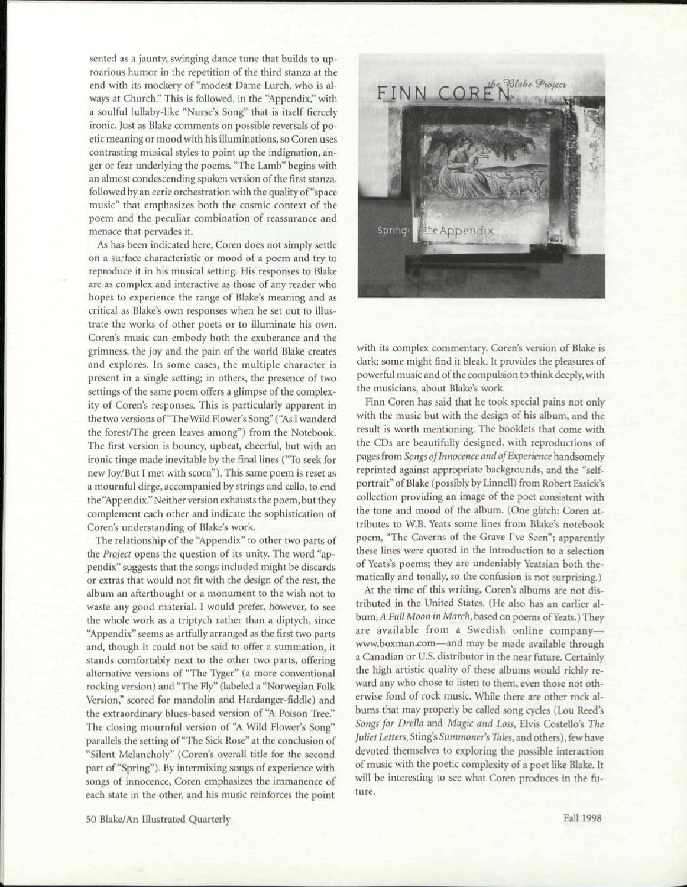sented as a jaunty, swinging dance tune that builds to uproarious humor in the repetition of the third stanza at the end with its mockery of "modest Dame Lurch, who is always at Church." This is followed, in the "Appendix," with a soulful lullaby-like "Nurse's Song" that is itself fiercely ironic. Just as Blake comments on possible reversals of poetic meaning or mood with his illuminations, so Coren uses contrasting musical styles to point up the indignation, anger or fear underlying the poems. "The Lamb" begins with an almost condescending spoken version of the first stanza, followed by an eerie orchestration with the quality of "space music" that emphasizes both the cosmic context of the poem and the peculiar combination of reassurance and menace that pervades it.

As has been indicated here, Coren does not simply settle on a surface characteristic or mood of a poem and try to reproduce it in his musical setting. His responses to Blake are as complex and interactive as those of any reader who hopes to experience the range of Blake's meaning and as critical as Blake's own responses when he set out to illustrate the works of other poets or to illuminate his own. Coren's music can embody both the exuberance and the grimness, the joy and the pain of the world Blake creates and explores. In some cases, the multiple character is present in a single setting; in others, the presence of two settings of the same poem offers a glimpse of the complexity of Coren's responses. This is particularly apparent in the two versions of "The Wild Flower's Song" ("As I wanderd the forest/The green leaves among") from the Notebook. The first version is bouncy, upbeat, cheerful, but with an ironic tinge made inevitable by the final lines ("To seek for new Joy/But I met with scorn"). This same poem is reset as a mournful dirge, accompanied by strings and cello, to end the "Appendix." Neither version exhausts the poem, but they complement each other and indicate the sophistication of Coren's understanding of Blake's work.

The relationship of the "Appendix" to other two parts of the *Project* opens the question of its unity. The word "appendix" suggests that the songs included might be discards or extras that would not fit with the design of the rest, the album an afterthought or a monument to the wish not to waste any good material. I would prefer, however, to see the whole work as a triptych rather than a diptych, since "Appendix" seems as artfully arranged as the first two parts and, though it could not be said to offer a summation, it stands comfortably next to the other two parts, offering alternative versions of "The Tyger" (a more conventional rocking version) and "The Fly" (labeled a "Norwegian Folk Version," scored for mandolin and Hardanger-fiddle) and the extraordinary blues-based version of "A Poison Tree." The closing mournful version of "A Wild Flower's Song" parallels the setting of "The Sick Rose" at the conclusion of "Silent Melancholy" (Coren's overall title for the second part of "Spring"). By intermixing songs of experience with songs of innocence, Coren emphasizes the immanence of each state in the other, and his music reinforces the point with its complex commentary. Coren's version of Blake is dark; some might find it bleak. It provides the pleasures of powerful music and of the compulsion to think deeply, with the musicians, about Blake's work.

Finn Coren has said that he took special pains not only with the music but with the design of his album, and the result is worth mentioning. The booklets that come with the CDs are beautifully designed, with reproductions of pages from *Songs of Innocence and of Experience* handsomely reprinted against appropriate backgrounds, and the "self-portrait" of Blake (possibly by Linnell) from Robert Essick's collection providing an image of the poet consistent with the tone and mood of the album. (One glitch: Coren attributes to W.B. Yeats some lines from Blake's notebook poem, "The Caverns of the Grave I've Seen"; apparently these lines were quoted in the introduction to a selection of Yeats's poems; they are undeniably Yeatsian both thematically and tonally, so the confusion is not surprising.)

At the time of this writing, Coren's albums are not distributed in the United States. (He also has an earlier album, *A Full Moon in March*, based on poems of Yeats.) They are available from a Swedish online company—www.boxman.com—and may be made available through a Canadian or U.S. distributor in the near future. Certainly the high artistic quality of these albums would richly reward any who chose to listen to them, even those not otherwise fond of rock music. While there are other rock albums that may properly be called song cycles (Lou Reed's *Songs for Drella* and *Magic and Loss*, Elvis Costello's *The Juliet Letters*, Sting's *Summoner's Tales*, and others), few have devoted themselves to exploring the possible interaction of music with the poetic complexity of a poet like Blake. It will be interesting to see what Coren produces in the future.